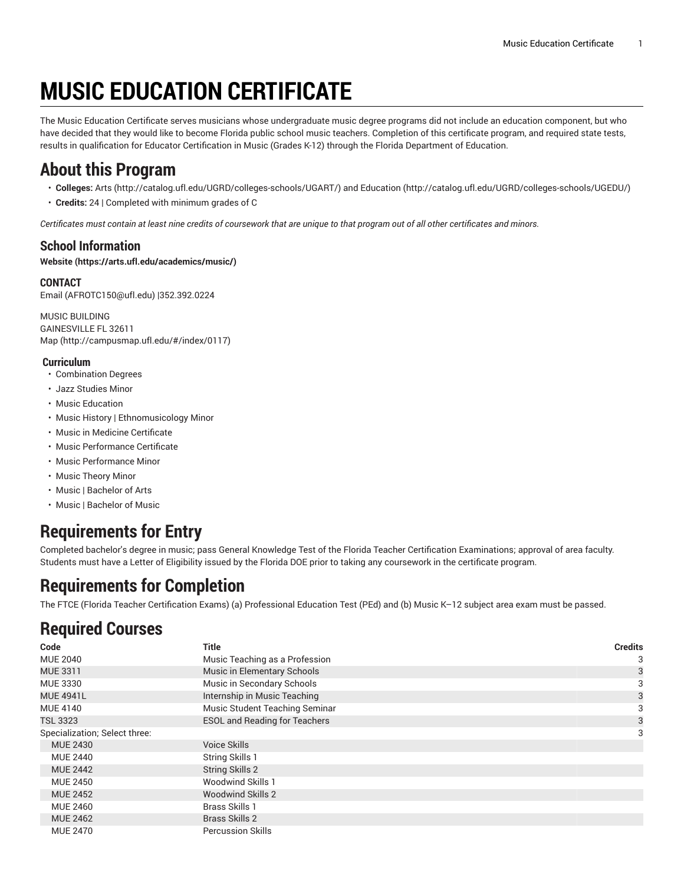# MUSIC EDUCATION CERTIFICATE

The Music Education Certificate serves musicians whose undergraduate music degree programs did not include an education component, but who have decided that they would like to become Florida public school music teachers. Completion of this certificate program, and required state tests, results in qualification for Educator Certification in Music (Grades K-12) through the Florida Department of Education.

## About this Program

- **Colleges:** Arts (http://catalog.ufl.edu/UGRD/colleges-schools/UGART/) and Education (http://catalog.ufl.edu/UGRD/colleges-schools/UGEDU/)
- **Credits:** 24 | Completed with minimum grades of C

*Certificates must contain at least nine credits of coursework that are unique to that program out of all other certificates and minors.*

### School Information

**Website (https://arts.ufl.edu/academics/music/)**

**CONTACT**
Email (AFROTC150@ufl.edu) |352.392.0224

MUSIC BUILDING
GAINESVILLE FL 32611
Map (http://campusmap.ufl.edu/#/index/0117)

**Curriculum**

- Combination Degrees
- Jazz Studies Minor
- Music Education
- Music History | Ethnomusicology Minor
- Music in Medicine Certificate
- Music Performance Certificate
- Music Performance Minor
- Music Theory Minor
- Music | Bachelor of Arts
- Music | Bachelor of Music

## Requirements for Entry

Completed bachelor's degree in music; pass General Knowledge Test of the Florida Teacher Certification Examinations; approval of area faculty. Students must have a Letter of Eligibility issued by the Florida DOE prior to taking any coursework in the certificate program.

## Requirements for Completion

The FTCE (Florida Teacher Certification Exams) (a) Professional Education Test (PEd) and (b) Music K–12 subject area exam must be passed.

## Required Courses

| Code | Title | Credits |
|---|---|---|
| MUE 2040 | Music Teaching as a Profession | 3 |
| MUE 3311 | Music in Elementary Schools | 3 |
| MUE 3330 | Music in Secondary Schools | 3 |
| MUE 4941L | Internship in Music Teaching | 3 |
| MUE 4140 | Music Student Teaching Seminar | 3 |
| TSL 3323 | ESOL and Reading for Teachers | 3 |
| Specialization; Select three: | | 3 |
| MUE 2430 | Voice Skills | |
| MUE 2440 | String Skills 1 | |
| MUE 2442 | String Skills 2 | |
| MUE 2450 | Woodwind Skills 1 | |
| MUE 2452 | Woodwind Skills 2 | |
| MUE 2460 | Brass Skills 1 | |
| MUE 2462 | Brass Skills 2 | |
| MUE 2470 | Percussion Skills | |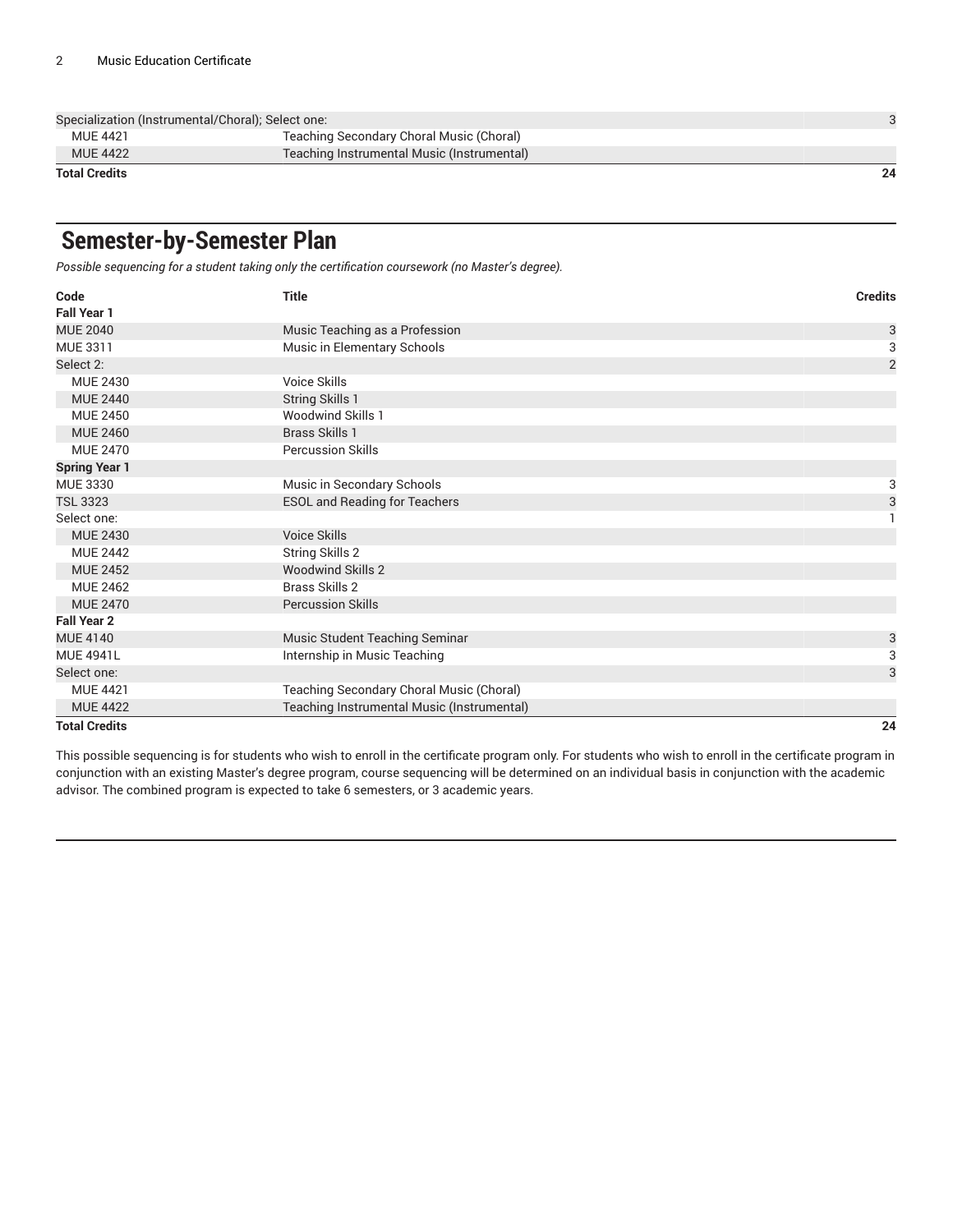| | | |
|---|---|---|
| Specialization (Instrumental/Choral); Select one: | | 3 |
| MUE 4421 | Teaching Secondary Choral Music (Choral) | |
| MUE 4422 | Teaching Instrumental Music (Instrumental) | |
| **Total Credits** | | **24** |

## Semester-by-Semester Plan

*Possible sequencing for a student taking only the certification coursework (no Master's degree).*

| Code | Title | Credits |
|---|---|---|
| **Fall Year 1** | | |
| MUE 2040 | Music Teaching as a Profession | 3 |
| MUE 3311 | Music in Elementary Schools | 3 |
| Select 2: | | 2 |
| MUE 2430 | Voice Skills | |
| MUE 2440 | String Skills 1 | |
| MUE 2450 | Woodwind Skills 1 | |
| MUE 2460 | Brass Skills 1 | |
| MUE 2470 | Percussion Skills | |
| **Spring Year 1** | | |
| MUE 3330 | Music in Secondary Schools | 3 |
| TSL 3323 | ESOL and Reading for Teachers | 3 |
| Select one: | | 1 |
| MUE 2430 | Voice Skills | |
| MUE 2442 | String Skills 2 | |
| MUE 2452 | Woodwind Skills 2 | |
| MUE 2462 | Brass Skills 2 | |
| MUE 2470 | Percussion Skills | |
| **Fall Year 2** | | |
| MUE 4140 | Music Student Teaching Seminar | 3 |
| MUE 4941L | Internship in Music Teaching | 3 |
| Select one: | | 3 |
| MUE 4421 | Teaching Secondary Choral Music (Choral) | |
| MUE 4422 | Teaching Instrumental Music (Instrumental) | |
| **Total Credits** | | **24** |

This possible sequencing is for students who wish to enroll in the certificate program only. For students who wish to enroll in the certificate program in conjunction with an existing Master's degree program, course sequencing will be determined on an individual basis in conjunction with the academic advisor. The combined program is expected to take 6 semesters, or 3 academic years.